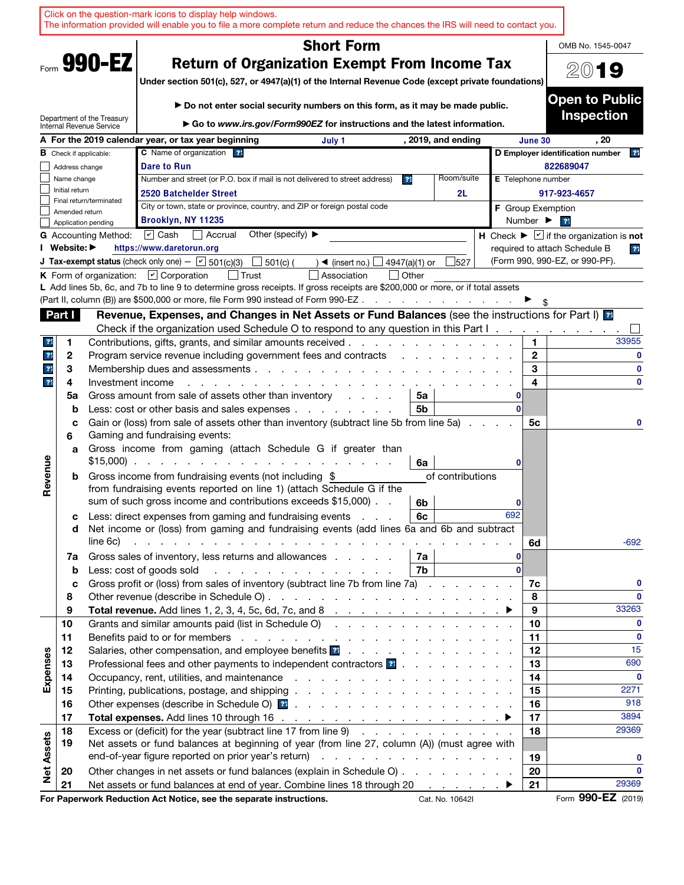Click on the question-mark icons to display help windows.
The information provided will enable you to file a more complete return and reduce the chances the IRS will need to contact you.

Form **990-EZ**

Department of the Treasury
Internal Revenue Service

# Short Form
# Return of Organization Exempt From Income Tax

**Under section 501(c), 527, or 4947(a)(1) of the Internal Revenue Code (except private foundations)**

▶ Do not enter social security numbers on this form, as it may be made public.

▶ Go to *www.irs.gov/Form990EZ* for instructions and the latest information.

OMB No. 1545-0047

**2019**

**Open to Public Inspection**

**A** For the 2019 calendar year, or tax year beginning July 1, 2019, and ending June 30, 20

**B** Check if applicable:
- ☐ Address change
- ☐ Name change
- ☐ Initial return
- ☐ Final return/terminated
- ☐ Amended return
- ☐ Application pending

**C** Name of organization: Dare to Run

Number and street (or P.O. box if mail is not delivered to street address): 2520 Batchelder Street — Room/suite: 2L

City or town, state or province, country, and ZIP or foreign postal code: Brooklyn, NY 11235

**D** Employer identification number: 822689047

**E** Telephone number: 917-923-4657

**F** Group Exemption Number ▶

**G** Accounting Method: ☑ Cash ☐ Accrual Other (specify) ▶

**H** Check ▶ ☑ if the organization is **not** required to attach Schedule B (Form 990, 990-EZ, or 990-PF).

**I** Website: ▶ https://www.daretorun.org

**J** Tax-exempt status (check only one) — ☑ 501(c)(3) ☐ 501(c) ( ) ◀ (insert no.) ☐ 4947(a)(1) or ☐ 527

**K** Form of organization: ☑ Corporation ☐ Trust ☐ Association ☐ Other

**L** Add lines 5b, 6c, and 7b to line 9 to determine gross receipts. If gross receipts are $200,000 or more, or if total assets (Part II, column (B)) are $500,000 or more, file Form 990 instead of Form 990-EZ ▶ $

## Part I Revenue, Expenses, and Changes in Net Assets or Fund Balances (see the instructions for Part I)

Check if the organization used Schedule O to respond to any question in this Part I ☐

| Section | Line | Description | Sub-line | Sub-amount | Line | Amount |
|---|---|---|---|---|---|---|
| Revenue | 1 | Contributions, gifts, grants, and similar amounts received | | | 1 | 33955 |
| | 2 | Program service revenue including government fees and contracts | | | 2 | 0 |
| | 3 | Membership dues and assessments | | | 3 | 0 |
| | 4 | Investment income | | | 4 | 0 |
| | 5a | Gross amount from sale of assets other than inventory | 5a | 0 | | |
| | b | Less: cost or other basis and sales expenses | 5b | 0 | | |
| | c | Gain or (loss) from sale of assets other than inventory (subtract line 5b from line 5a) | | | 5c | 0 |
| | 6 | Gaming and fundraising events: | | | | |
| | a | Gross income from gaming (attach Schedule G if greater than $15,000) | 6a | 0 | | |
| | b | Gross income from fundraising events (not including $ of contributions from fundraising events reported on line 1) (attach Schedule G if the sum of such gross income and contributions exceeds $15,000) | 6b | 0 | | |
| | c | Less: direct expenses from gaming and fundraising events | 6c | 692 | | |
| | d | Net income or (loss) from gaming and fundraising events (add lines 6a and 6b and subtract line 6c) | | | 6d | -692 |
| | 7a | Gross sales of inventory, less returns and allowances | 7a | 0 | | |
| | b | Less: cost of goods sold | 7b | 0 | | |
| | c | Gross profit or (loss) from sales of inventory (subtract line 7b from line 7a) | | | 7c | 0 |
| | 8 | Other revenue (describe in Schedule O) | | | 8 | 0 |
| | 9 | **Total revenue.** Add lines 1, 2, 3, 4, 5c, 6d, 7c, and 8 ▶ | | | 9 | 33263 |
| Expenses | 10 | Grants and similar amounts paid (list in Schedule O) | | | 10 | 0 |
| | 11 | Benefits paid to or for members | | | 11 | 0 |
| | 12 | Salaries, other compensation, and employee benefits | | | 12 | 15 |
| | 13 | Professional fees and other payments to independent contractors | | | 13 | 690 |
| | 14 | Occupancy, rent, utilities, and maintenance | | | 14 | 0 |
| | 15 | Printing, publications, postage, and shipping | | | 15 | 2271 |
| | 16 | Other expenses (describe in Schedule O) | | | 16 | 918 |
| | 17 | **Total expenses.** Add lines 10 through 16 ▶ | | | 17 | 3894 |
| Net Assets | 18 | Excess or (deficit) for the year (subtract line 17 from line 9) | | | 18 | 29369 |
| | 19 | Net assets or fund balances at beginning of year (from line 27, column (A)) (must agree with end-of-year figure reported on prior year's return) | | | 19 | 0 |
| | 20 | Other changes in net assets or fund balances (explain in Schedule O) | | | 20 | 0 |
| | 21 | Net assets or fund balances at end of year. Combine lines 18 through 20 ▶ | | | 21 | 29369 |

**For Paperwork Reduction Act Notice, see the separate instructions.** Cat. No. 10642I Form **990-EZ** (2019)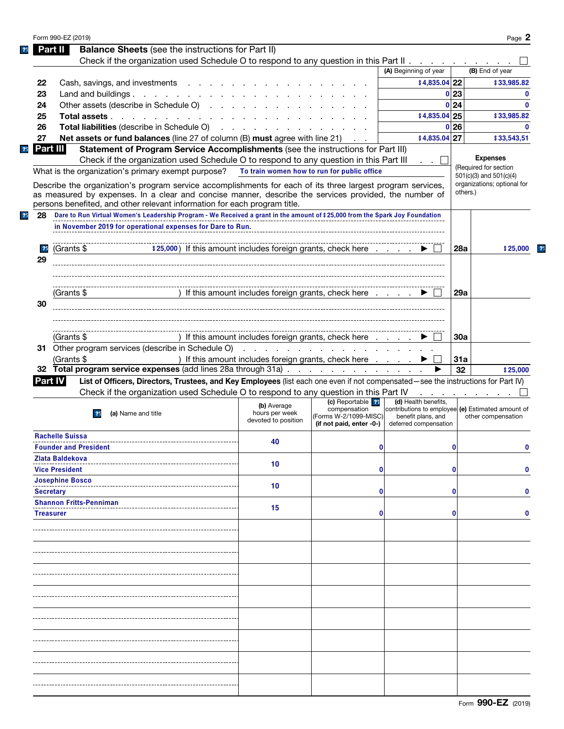Form 990-EZ (2019) Page **2**

## Part II Balance Sheets (see the instructions for Part II)

Check if the organization used Schedule O to respond to any question in this Part II . . . . . . . . . . ☐

| | | (A) Beginning of year | | (B) End of year |
|---|---|---|---|---|
| 22 | Cash, savings, and investments | $4,835.04 | 22 | $33,985.82 |
| 23 | Land and buildings | 0 | 23 | 0 |
| 24 | Other assets (describe in Schedule O) | 0 | 24 | 0 |
| 25 | **Total assets** | $4,835.04 | 25 | $33,985.82 |
| 26 | **Total liabilities** (describe in Schedule O) | 0 | 26 | 0 |
| 27 | **Net assets or fund balances** (line 27 of column (B) **must** agree with line 21) | $4,835.04 | 27 | $33,543,51 |

## Part III Statement of Program Service Accomplishments (see the instructions for Part III)

Check if the organization used Schedule O to respond to any question in this Part III . . ☐

**Expenses** (Required for section 501(c)(3) and 501(c)(4) organizations; optional for others.)

What is the organization's primary exempt purpose? To train women how to run for public office

Describe the organization's program service accomplishments for each of its three largest program services, as measured by expenses. In a clear and concise manner, describe the services provided, the number of persons benefited, and other relevant information for each program title.

| | | | |
|---|---|---|---|
| 28 | Dare to Run Virtual Women's Leadership Program - We Received a grant in the amount of $25,000 from the Spark Joy Foundation in November 2019 for operational expenses for Dare to Run. | | |
| | (Grants $ $25,000) If this amount includes foreign grants, check here . . . . ▶ ☐ | 28a | $25,000 |
| 29 | | | |
| | (Grants $ ) If this amount includes foreign grants, check here . . . . ▶ ☐ | 29a | |
| 30 | | | |
| | (Grants $ ) If this amount includes foreign grants, check here . . . . ▶ ☐ | 30a | |
| 31 | Other program services (describe in Schedule O) (Grants $ ) If this amount includes foreign grants, check here . . . . ▶ ☐ | 31a | |
| 32 | **Total program service expenses** (add lines 28a through 31a) . . . ▶ | 32 | $25,000 |

## Part IV List of Officers, Directors, Trustees, and Key Employees (list each one even if not compensated—see the instructions for Part IV)

Check if the organization used Schedule O to respond to any question in this Part IV . . . . . . . . ☐

| (a) Name and title | (b) Average hours per week devoted to position | (c) Reportable compensation (Forms W-2/1099-MISC) (if not paid, enter -0-) | (d) Health benefits, contributions to employee benefit plans, and deferred compensation | (e) Estimated amount of other compensation |
|---|---|---|---|---|
| Rachelle Suissa<br>Founder and President | 40 | 0 | 0 | 0 |
| Zlata Baldekova<br>Vice President | 10 | 0 | 0 | 0 |
| Josephine Bosco<br>Secretary | 10 | 0 | 0 | 0 |
| Shannon Fritts-Penniman<br>Treasurer | 15 | 0 | 0 | 0 |
| | | | | |
| | | | | |
| | | | | |
| | | | | |
| | | | | |
| | | | | |
| | | | | |
| | | | | |

Form **990-EZ** (2019)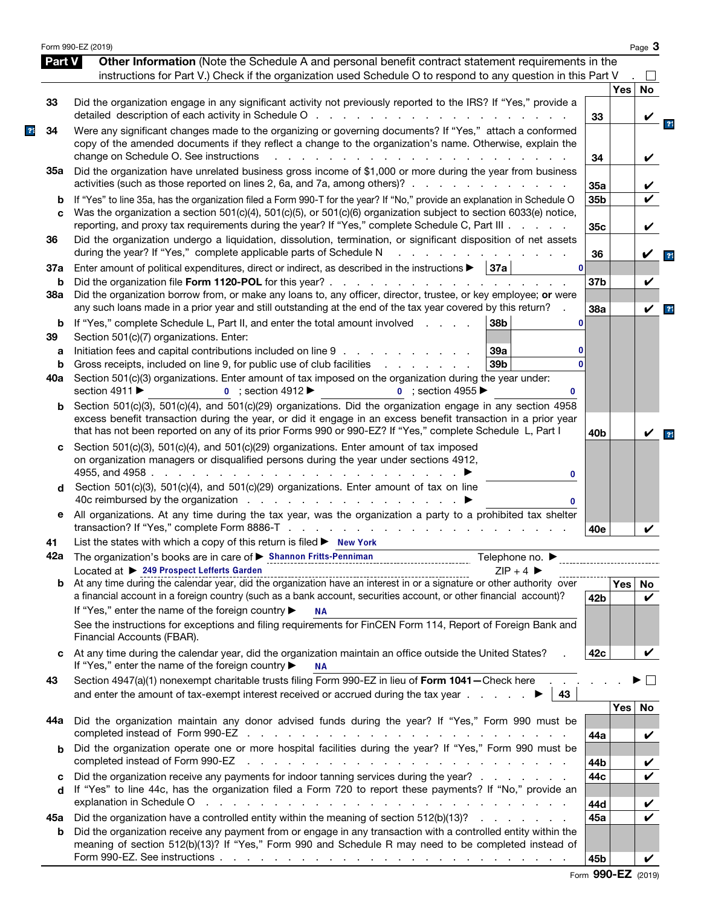## Part V — Other Information

(Note the Schedule A and personal benefit contract statement requirements in the instructions for Part V.) Check if the organization used Schedule O to respond to any question in this Part V . . ☐

| | | | Yes | No |
|---|---|---|---|---|
| 33 | Did the organization engage in any significant activity not previously reported to the IRS? If "Yes," provide a detailed description of each activity in Schedule O | 33 | | ✔ |
| 34 | Were any significant changes made to the organizing or governing documents? If "Yes," attach a conformed copy of the amended documents if they reflect a change to the organization's name. Otherwise, explain the change on Schedule O. See instructions | 34 | | ✔ |
| 35a | Did the organization have unrelated business gross income of $1,000 or more during the year from business activities (such as those reported on lines 2, 6a, and 7a, among others)? | 35a | | ✔ |
| b | If "Yes" to line 35a, has the organization filed a Form 990-T for the year? If "No," provide an explanation in Schedule O | 35b | | ✔ |
| c | Was the organization a section 501(c)(4), 501(c)(5), or 501(c)(6) organization subject to section 6033(e) notice, reporting, and proxy tax requirements during the year? If "Yes," complete Schedule C, Part III | 35c | | ✔ |
| 36 | Did the organization undergo a liquidation, dissolution, termination, or significant disposition of net assets during the year? If "Yes," complete applicable parts of Schedule N | 36 | | ✔ |
| 37a | Enter amount of political expenditures, direct or indirect, as described in the instructions ▶ 37a: 0 | | | |
| b | Did the organization file **Form 1120-POL** for this year? | 37b | | ✔ |
| 38a | Did the organization borrow from, or make any loans to, any officer, director, trustee, or key employee; **or** were any such loans made in a prior year and still outstanding at the end of the tax year covered by this return? | 38a | | ✔ |
| b | If "Yes," complete Schedule L, Part II, and enter the total amount involved — 38b: 0 | | | |
| 39 | Section 501(c)(7) organizations. Enter: | | | |
| a | Initiation fees and capital contributions included on line 9 — 39a: 0 | | | |
| b | Gross receipts, included on line 9, for public use of club facilities — 39b: 0 | | | |
| 40a | Section 501(c)(3) organizations. Enter amount of tax imposed on the organization during the year under: section 4911 ▶ 0 ; section 4912 ▶ 0 ; section 4955 ▶ 0 | | | |
| b | Section 501(c)(3), 501(c)(4), and 501(c)(29) organizations. Did the organization engage in any section 4958 excess benefit transaction during the year, or did it engage in an excess benefit transaction in a prior year that has not been reported on any of its prior Forms 990 or 990-EZ? If "Yes," complete Schedule L, Part I | 40b | | ✔ |
| c | Section 501(c)(3), 501(c)(4), and 501(c)(29) organizations. Enter amount of tax imposed on organization managers or disqualified persons during the year under sections 4912, 4955, and 4958 ▶ 0 | | | |
| d | Section 501(c)(3), 501(c)(4), and 501(c)(29) organizations. Enter amount of tax on line 40c reimbursed by the organization ▶ 0 | | | |
| e | All organizations. At any time during the tax year, was the organization a party to a prohibited tax shelter transaction? If "Yes," complete Form 8886-T | 40e | | ✔ |

**41** List the states with which a copy of this return is filed ▶ New York

**42a** The organization's books are in care of ▶ Shannon Fritts-Penniman &nbsp;&nbsp; Telephone no. ▶

Located at ▶ 249 Prospect Lefferts Garden &nbsp;&nbsp; ZIP + 4 ▶

| | | | Yes | No |
|---|---|---|---|---|
| b | At any time during the calendar year, did the organization have an interest in or a signature or other authority over a financial account in a foreign country (such as a bank account, securities account, or other financial account)? If "Yes," enter the name of the foreign country ▶ NA. See the instructions for exceptions and filing requirements for FinCEN Form 114, Report of Foreign Bank and Financial Accounts (FBAR). | 42b | | ✔ |
| c | At any time during the calendar year, did the organization maintain an office outside the United States? If "Yes," enter the name of the foreign country ▶ NA | 42c | | ✔ |

**43** Section 4947(a)(1) nonexempt charitable trusts filing Form 990-EZ in lieu of **Form 1041—**Check here ▶ ☐ and enter the amount of tax-exempt interest received or accrued during the tax year ▶ 43

| | | | Yes | No |
|---|---|---|---|---|
| 44a | Did the organization maintain any donor advised funds during the year? If "Yes," Form 990 must be completed instead of Form 990-EZ | 44a | | ✔ |
| b | Did the organization operate one or more hospital facilities during the year? If "Yes," Form 990 must be completed instead of Form 990-EZ | 44b | | ✔ |
| c | Did the organization receive any payments for indoor tanning services during the year? | 44c | | ✔ |
| d | If "Yes" to line 44c, has the organization filed a Form 720 to report these payments? If "No," provide an explanation in Schedule O | 44d | | ✔ |
| 45a | Did the organization have a controlled entity within the meaning of section 512(b)(13)? | 45a | | ✔ |
| b | Did the organization receive any payment from or engage in any transaction with a controlled entity within the meaning of section 512(b)(13)? If "Yes," Form 990 and Schedule R may need to be completed instead of Form 990-EZ. See instructions | 45b | | ✔ |

Form **990-EZ** (2019)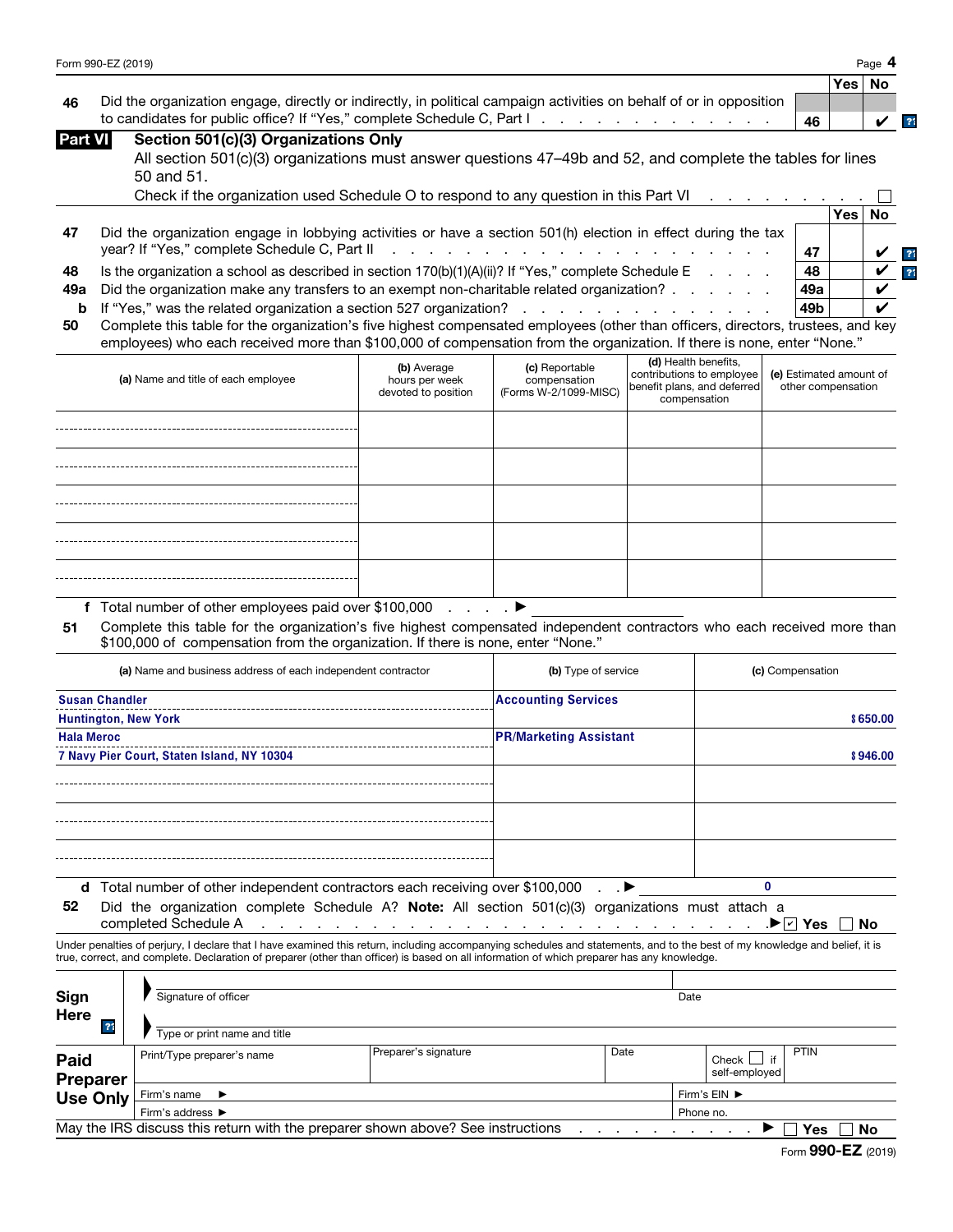| | | Yes | No |
|---|---|---|---|
| **46** Did the organization engage, directly or indirectly, in political campaign activities on behalf of or in opposition to candidates for public office? If "Yes," complete Schedule C, Part I | 46 | | ✔ |

## Part VI Section 501(c)(3) Organizations Only

All section 501(c)(3) organizations must answer questions 47–49b and 52, and complete the tables for lines 50 and 51.

Check if the organization used Schedule O to respond to any question in this Part VI ☐

| | | Yes | No |
|---|---|---|---|
| **47** Did the organization engage in lobbying activities or have a section 501(h) election in effect during the tax year? If "Yes," complete Schedule C, Part II | 47 | | ✔ |
| **48** Is the organization a school as described in section 170(b)(1)(A)(ii)? If "Yes," complete Schedule E | 48 | | ✔ |
| **49a** Did the organization make any transfers to an exempt non-charitable related organization? | 49a | | ✔ |
| **b** If "Yes," was the related organization a section 527 organization? | 49b | | ✔ |

**50** Complete this table for the organization's five highest compensated employees (other than officers, directors, trustees, and key employees) who each received more than $100,000 of compensation from the organization. If there is none, enter "None."

| (a) Name and title of each employee | (b) Average hours per week devoted to position | (c) Reportable compensation (Forms W-2/1099-MISC) | (d) Health benefits, contributions to employee benefit plans, and deferred compensation | (e) Estimated amount of other compensation |
|---|---|---|---|---|
| | | | | |
| | | | | |
| | | | | |
| | | | | |
| | | | | |

**f** Total number of other employees paid over $100,000 ▶

**51** Complete this table for the organization's five highest compensated independent contractors who each received more than $100,000 of compensation from the organization. If there is none, enter "None."

| (a) Name and business address of each independent contractor | (b) Type of service | (c) Compensation |
|---|---|---|
| Susan Chandler<br>Huntington, New York | Accounting Services | $ 650.00 |
| Hala Meroc<br>7 Navy Pier Court, Staten Island, NY 10304 | PR/Marketing Assistant | $ 946.00 |
| | | |
| | | |
| | | |

**d** Total number of other independent contractors each receiving over $100,000 ▶ 0

**52** Did the organization complete Schedule A? **Note:** All section 501(c)(3) organizations must attach a completed Schedule A ▶ ☑ Yes ☐ No

Under penalties of perjury, I declare that I have examined this return, including accompanying schedules and statements, and to the best of my knowledge and belief, it is true, correct, and complete. Declaration of preparer (other than officer) is based on all information of which preparer has any knowledge.

| | | |
|---|---|---|
| **Sign Here** | ▶ Signature of officer | Date |
| | ▶ Type or print name and title | |

| | | | | | |
|---|---|---|---|---|---|
| **Paid Preparer Use Only** | Print/Type preparer's name | Preparer's signature | Date | Check ☐ if self-employed | PTIN |
| | Firm's name ▶ | | | Firm's EIN ▶ | |
| | Firm's address ▶ | | | Phone no. | |

May the IRS discuss this return with the preparer shown above? See instructions ▶ ☐ Yes ☐ No

Form **990-EZ** (2019)